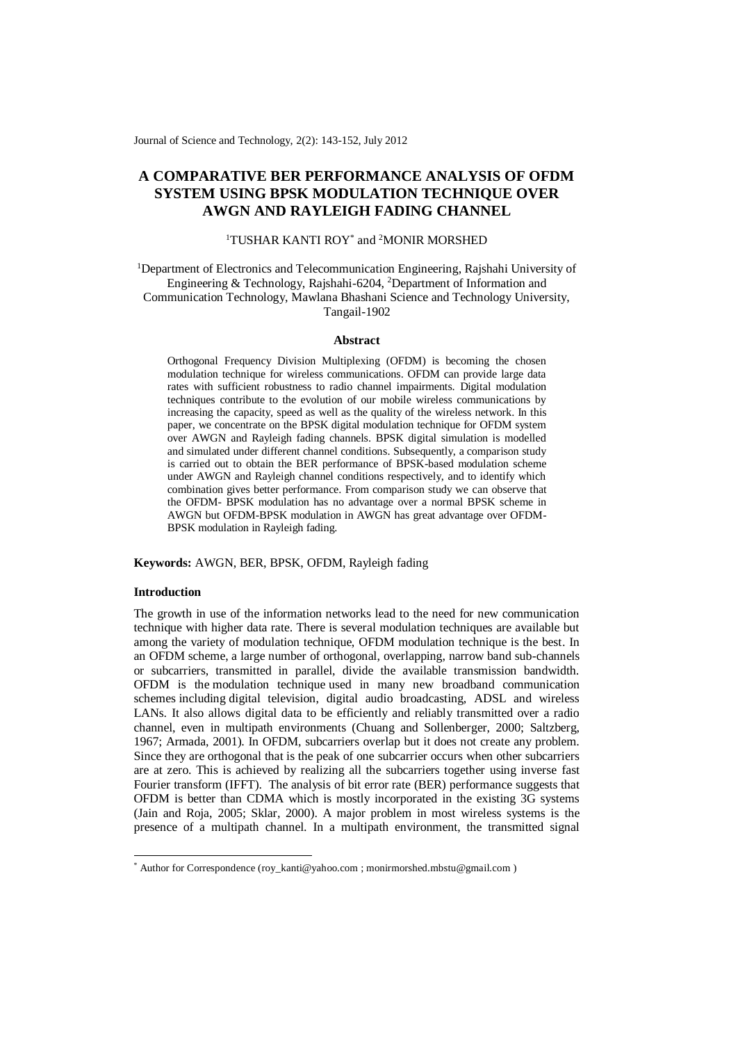# A COMPARATIVE BER PERFORMANCE ANALYSIS OF OFDM SYSTEM USING BPSK MODULATION TECHNIQUE OVER AWGN AND RAYLEIGH FADING CHANNEL

[1]TUSHAR KANTI ROY* and [2]MONIR MORSHED

[1]Department of Electronics and Telecommunication Engineering, Rajshahi University of Engineering & Technology, Rajshahi-6204, [2]Department of Information and Communication Technology, Mawlana Bhashani Science and Technology University, Tangail-1902

### Abstract

Orthogonal Frequency Division Multiplexing (OFDM) is becoming the chosen modulation technique for wireless communications. OFDM can provide large data rates with sufficient robustness to radio channel impairments. Digital modulation techniques contribute to the evolution of our mobile wireless communications by increasing the capacity, speed as well as the quality of the wireless network. In this paper, we concentrate on the BPSK digital modulation technique for OFDM system over AWGN and Rayleigh fading channels. BPSK digital simulation is modelled and simulated under different channel conditions. Subsequently, a comparison study is carried out to obtain the BER performance of BPSK-based modulation scheme under AWGN and Rayleigh channel conditions respectively, and to identify which combination gives better performance. From comparison study we can observe that the OFDM- BPSK modulation has no advantage over a normal BPSK scheme in AWGN but OFDM-BPSK modulation in AWGN has great advantage over OFDM-BPSK modulation in Rayleigh fading.

**Keywords:** AWGN, BER, BPSK, OFDM, Rayleigh fading

### Introduction

The growth in use of the information networks lead to the need for new communication technique with higher data rate. There is several modulation techniques are available but among the variety of modulation technique, OFDM modulation technique is the best. In an OFDM scheme, a large number of orthogonal, overlapping, narrow band sub-channels or subcarriers, transmitted in parallel, divide the available transmission bandwidth. OFDM is the modulation technique used in many new broadband communication schemes including digital television, digital audio broadcasting, ADSL and wireless LANs. It also allows digital data to be efficiently and reliably transmitted over a radio channel, even in multipath environments (Chuang and Sollenberger, 2000; Saltzberg, 1967; Armada, 2001). In OFDM, subcarriers overlap but it does not create any problem. Since they are orthogonal that is the peak of one subcarrier occurs when other subcarriers are at zero. This is achieved by realizing all the subcarriers together using inverse fast Fourier transform (IFFT). The analysis of bit error rate (BER) performance suggests that OFDM is better than CDMA which is mostly incorporated in the existing 3G systems (Jain and Roja, 2005; Sklar, 2000). A major problem in most wireless systems is the presence of a multipath channel. In a multipath environment, the transmitted signal

* Author for Correspondence (roy_kanti@yahoo.com ; monirmorshed.mbstu@gmail.com )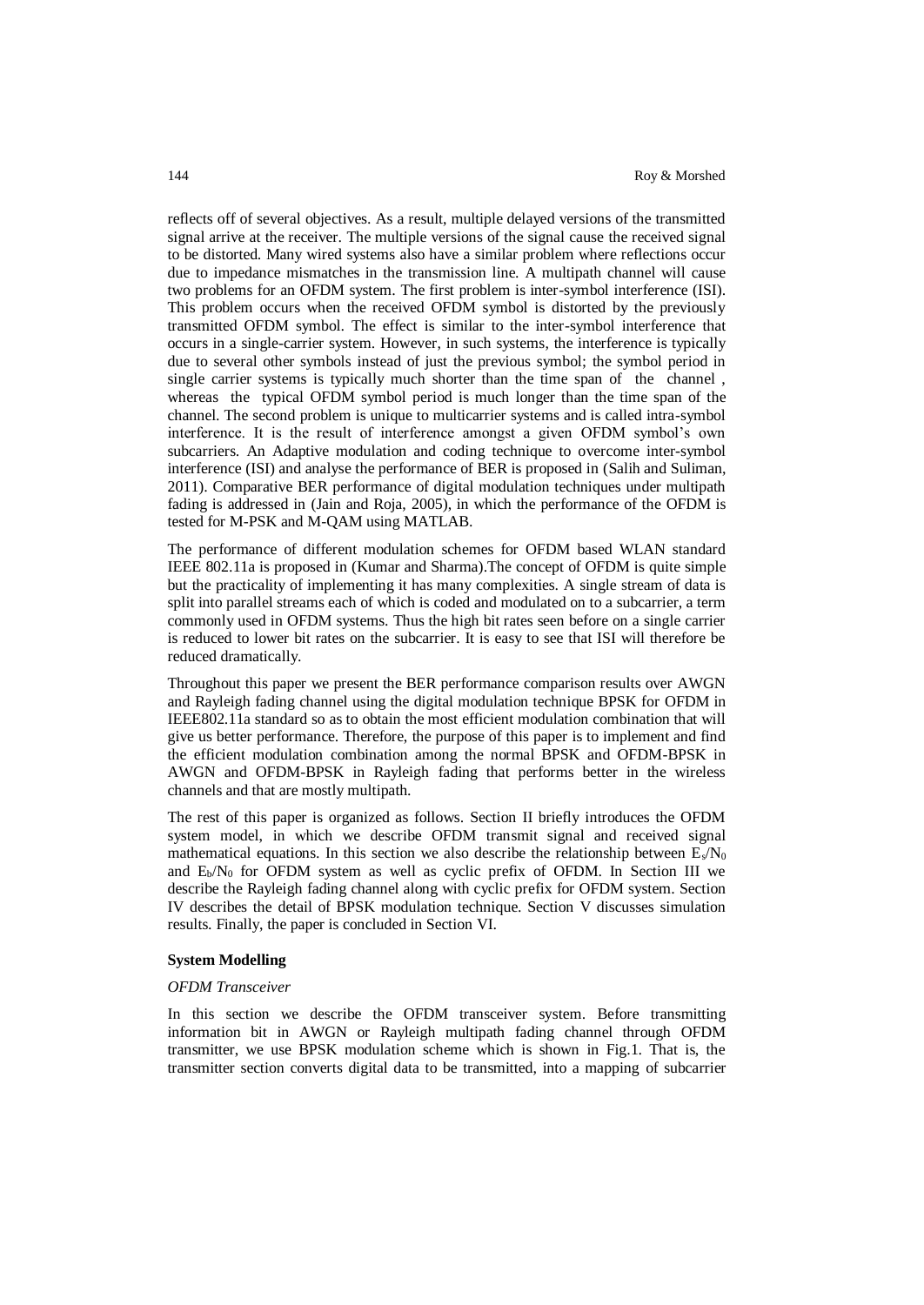reflects off of several objectives. As a result, multiple delayed versions of the transmitted signal arrive at the receiver. The multiple versions of the signal cause the received signal to be distorted. Many wired systems also have a similar problem where reflections occur due to impedance mismatches in the transmission line. A multipath channel will cause two problems for an OFDM system. The first problem is inter-symbol interference (ISI). This problem occurs when the received OFDM symbol is distorted by the previously transmitted OFDM symbol. The effect is similar to the inter-symbol interference that occurs in a single-carrier system. However, in such systems, the interference is typically due to several other symbols instead of just the previous symbol; the symbol period in single carrier systems is typically much shorter than the time span of the channel , whereas the typical OFDM symbol period is much longer than the time span of the channel. The second problem is unique to multicarrier systems and is called intra-symbol interference. It is the result of interference amongst a given OFDM symbol's own subcarriers. An Adaptive modulation and coding technique to overcome inter-symbol interference (ISI) and analyse the performance of BER is proposed in (Salih and Suliman, 2011). Comparative BER performance of digital modulation techniques under multipath fading is addressed in (Jain and Roja, 2005), in which the performance of the OFDM is tested for M-PSK and M-QAM using MATLAB.

The performance of different modulation schemes for OFDM based WLAN standard IEEE 802.11a is proposed in (Kumar and Sharma).The concept of OFDM is quite simple but the practicality of implementing it has many complexities. A single stream of data is split into parallel streams each of which is coded and modulated on to a subcarrier, a term commonly used in OFDM systems. Thus the high bit rates seen before on a single carrier is reduced to lower bit rates on the subcarrier. It is easy to see that ISI will therefore be reduced dramatically.

Throughout this paper we present the BER performance comparison results over AWGN and Rayleigh fading channel using the digital modulation technique BPSK for OFDM in IEEE802.11a standard so as to obtain the most efficient modulation combination that will give us better performance. Therefore, the purpose of this paper is to implement and find the efficient modulation combination among the normal BPSK and OFDM-BPSK in AWGN and OFDM-BPSK in Rayleigh fading that performs better in the wireless channels and that are mostly multipath.

The rest of this paper is organized as follows. Section II briefly introduces the OFDM system model, in which we describe OFDM transmit signal and received signal mathematical equations. In this section we also describe the relationship between $E_s/N_0$ and $E_b/N_0$ for OFDM system as well as cyclic prefix of OFDM. In Section III we describe the Rayleigh fading channel along with cyclic prefix for OFDM system. Section IV describes the detail of BPSK modulation technique. Section V discusses simulation results. Finally, the paper is concluded in Section VI.

## System Modelling

### *OFDM Transceiver*

In this section we describe the OFDM transceiver system. Before transmitting information bit in AWGN or Rayleigh multipath fading channel through OFDM transmitter, we use BPSK modulation scheme which is shown in Fig.1. That is, the transmitter section converts digital data to be transmitted, into a mapping of subcarrier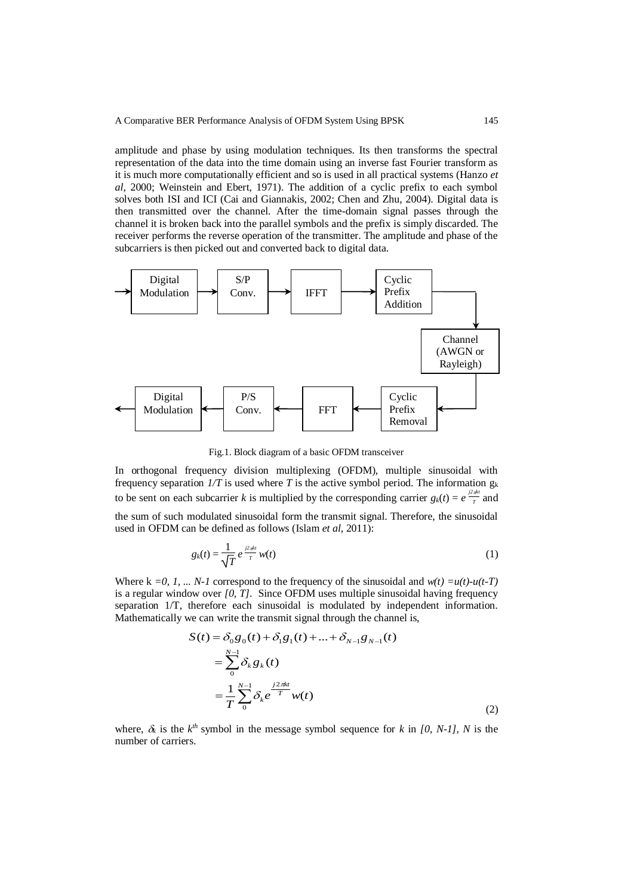amplitude and phase by using modulation techniques. Its then transforms the spectral representation of the data into the time domain using an inverse fast Fourier transform as it is much more computationally efficient and so is used in all practical systems (Hanzo *et al*, 2000; Weinstein and Ebert, 1971). The addition of a cyclic prefix to each symbol solves both ISI and ICI (Cai and Giannakis, 2002; Chen and Zhu, 2004). Digital data is then transmitted over the channel. After the time-domain signal passes through the channel it is broken back into the parallel symbols and the prefix is simply discarded. The receiver performs the reverse operation of the transmitter. The amplitude and phase of the subcarriers is then picked out and converted back to digital data.

Fig.1. Block diagram of a basic OFDM transceiver

In orthogonal frequency division multiplexing (OFDM), multiple sinusoidal with frequency separation $1/T$ is used where $T$ is the active symbol period. The information $g_k$ to be sent on each subcarrier $k$ is multiplied by the corresponding carrier $g_k(t) = e^{\frac{j2\pi kt}{T}}$ and the sum of such modulated sinusoidal form the transmit signal. Therefore, the sinusoidal used in OFDM can be defined as follows (Islam *et al*, 2011):

$$g_k(t) = \frac{1}{\sqrt{T}} e^{\frac{j2\pi kt}{T}} w(t) \tag{1}$$

Where $k = 0, 1, \ldots N-1$ correspond to the frequency of the sinusoidal and $w(t) = u(t)-u(t-T)$ is a regular window over $[0, T]$. Since OFDM uses multiple sinusoidal having frequency separation 1/T, therefore each sinusoidal is modulated by independent information. Mathematically we can write the transmit signal through the channel is,

$$\begin{aligned} S(t) &= \delta_0 g_0(t) + \delta_1 g_1(t) + \ldots + \delta_{N-1} g_{N-1}(t) \\ &= \sum_{0}^{N-1} \delta_k g_k(t) \\ &= \frac{1}{T} \sum_{0}^{N-1} \delta_k e^{\frac{j2\pi kt}{T}} w(t) \end{aligned} \tag{2}$$

where, $\delta_k$ is the $k^{th}$ symbol in the message symbol sequence for $k$ in $[0, N-1]$, $N$ is the number of carriers.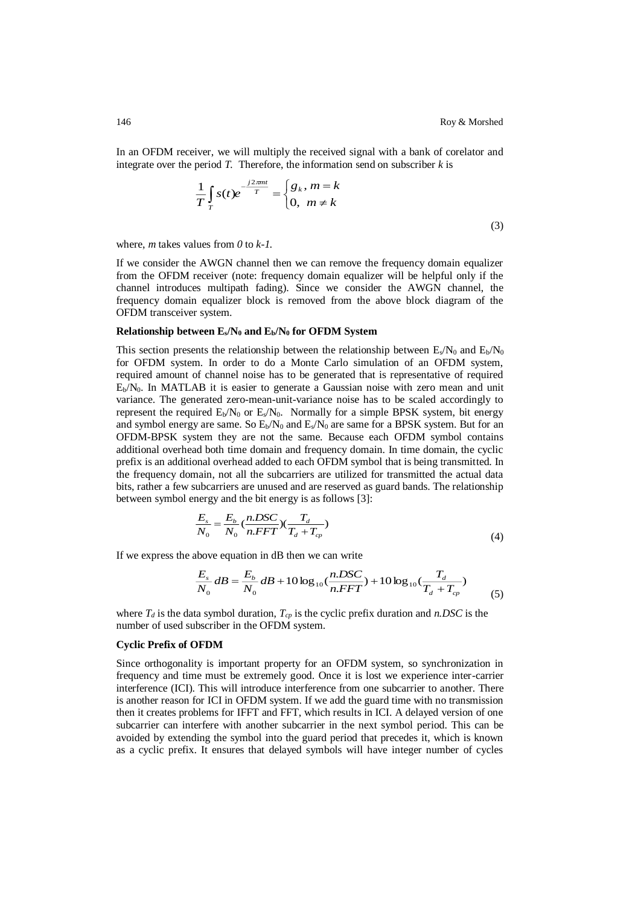In an OFDM receiver, we will multiply the received signal with a bank of corelator and integrate over the period *T*. Therefore, the information send on subscriber *k* is

$$\frac{1}{T}\int_{T} s(t)e^{-\frac{j2\pi mt}{T}} = \begin{cases} g_k, \ m = k \\ 0, \ \ m \neq k \end{cases} \tag{3}$$

where, *m* takes values from *0* to *k-1.*

If we consider the AWGN channel then we can remove the frequency domain equalizer from the OFDM receiver (note: frequency domain equalizer will be helpful only if the channel introduces multipath fading). Since we consider the AWGN channel, the frequency domain equalizer block is removed from the above block diagram of the OFDM transceiver system.

### Relationship between $E_s/N_0$ and $E_b/N_0$ for OFDM System

This section presents the relationship between the relationship between $E_s/N_0$ and $E_b/N_0$ for OFDM system. In order to do a Monte Carlo simulation of an OFDM system, required amount of channel noise has to be generated that is representative of required $E_b/N_0$. In MATLAB it is easier to generate a Gaussian noise with zero mean and unit variance. The generated zero-mean-unit-variance noise has to be scaled accordingly to represent the required $E_b/N_0$ or $E_s/N_0$. Normally for a simple BPSK system, bit energy and symbol energy are same. So $E_b/N_0$ and $E_s/N_0$ are same for a BPSK system. But for an OFDM-BPSK system they are not the same. Because each OFDM symbol contains additional overhead both time domain and frequency domain. In time domain, the cyclic prefix is an additional overhead added to each OFDM symbol that is being transmitted. In the frequency domain, not all the subcarriers are utilized for transmitted the actual data bits, rather a few subcarriers are unused and are reserved as guard bands. The relationship between symbol energy and the bit energy is as follows [3]:

$$\frac{E_s}{N_0} = \frac{E_b}{N_0}\left(\frac{n.DSC}{n.FFT}\right)\left(\frac{T_d}{T_d + T_{cp}}\right) \tag{4}$$

If we express the above equation in dB then we can write

$$\frac{E_s}{N_0}dB = \frac{E_b}{N_0}dB + 10\log_{10}\left(\frac{n.DSC}{n.FFT}\right) + 10\log_{10}\left(\frac{T_d}{T_d + T_{cp}}\right) \tag{5}$$

where $T_d$ is the data symbol duration, $T_{cp}$ is the cyclic prefix duration and *n.DSC* is the number of used subscriber in the OFDM system.

### Cyclic Prefix of OFDM

Since orthogonality is important property for an OFDM system, so synchronization in frequency and time must be extremely good. Once it is lost we experience inter-carrier interference (ICI). This will introduce interference from one subcarrier to another. There is another reason for ICI in OFDM system. If we add the guard time with no transmission then it creates problems for IFFT and FFT, which results in ICI. A delayed version of one subcarrier can interfere with another subcarrier in the next symbol period. This can be avoided by extending the symbol into the guard period that precedes it, which is known as a cyclic prefix. It ensures that delayed symbols will have integer number of cycles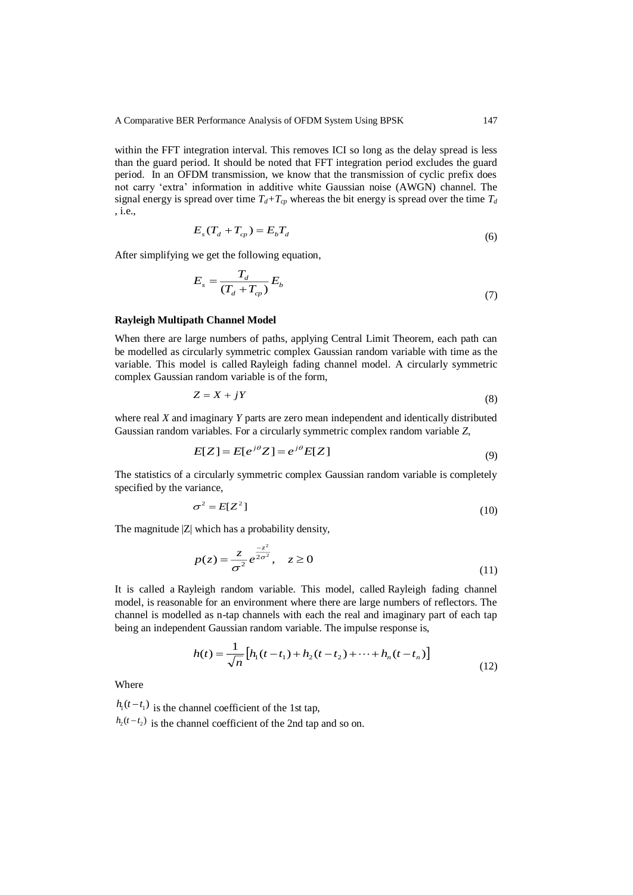within the FFT integration interval. This removes ICI so long as the delay spread is less than the guard period. It should be noted that FFT integration period excludes the guard period. In an OFDM transmission, we know that the transmission of cyclic prefix does not carry 'extra' information in additive white Gaussian noise (AWGN) channel. The signal energy is spread over time $T_d+T_{cp}$ whereas the bit energy is spread over the time $T_d$ , i.e.,

$$E_s(T_d + T_{cp}) = E_b T_d \tag{6}$$

After simplifying we get the following equation,

$$E_s = \frac{T_d}{(T_d + T_{cp})} E_b \tag{7}$$

**Rayleigh Multipath Channel Model**

When there are large numbers of paths, applying Central Limit Theorem, each path can be modelled as circularly symmetric complex Gaussian random variable with time as the variable. This model is called Rayleigh fading channel model. A circularly symmetric complex Gaussian random variable is of the form,

$$Z = X + jY \tag{8}$$

where real $X$ and imaginary $Y$ parts are zero mean independent and identically distributed Gaussian random variables. For a circularly symmetric complex random variable $Z$,

$$E[Z] = E[e^{j\theta} Z] = e^{j\theta} E[Z] \tag{9}$$

The statistics of a circularly symmetric complex Gaussian random variable is completely specified by the variance,

$$\sigma^2 = E[Z^2] \tag{10}$$

The magnitude |Z| which has a probability density,

$$p(z) = \frac{z}{\sigma^2} e^{\frac{-z^2}{2\sigma^2}}, \quad z \ge 0 \tag{11}$$

It is called a Rayleigh random variable. This model, called Rayleigh fading channel model, is reasonable for an environment where there are large numbers of reflectors. The channel is modelled as n-tap channels with each the real and imaginary part of each tap being an independent Gaussian random variable. The impulse response is,

$$h(t) = \frac{1}{\sqrt{n}} \left[ h_1(t - t_1) + h_2(t - t_2) + \cdots + h_n(t - t_n) \right] \tag{12}$$

Where

$h_1(t-t_1)$ is the channel coefficient of the 1st tap,

$h_2(t-t_2)$ is the channel coefficient of the 2nd tap and so on.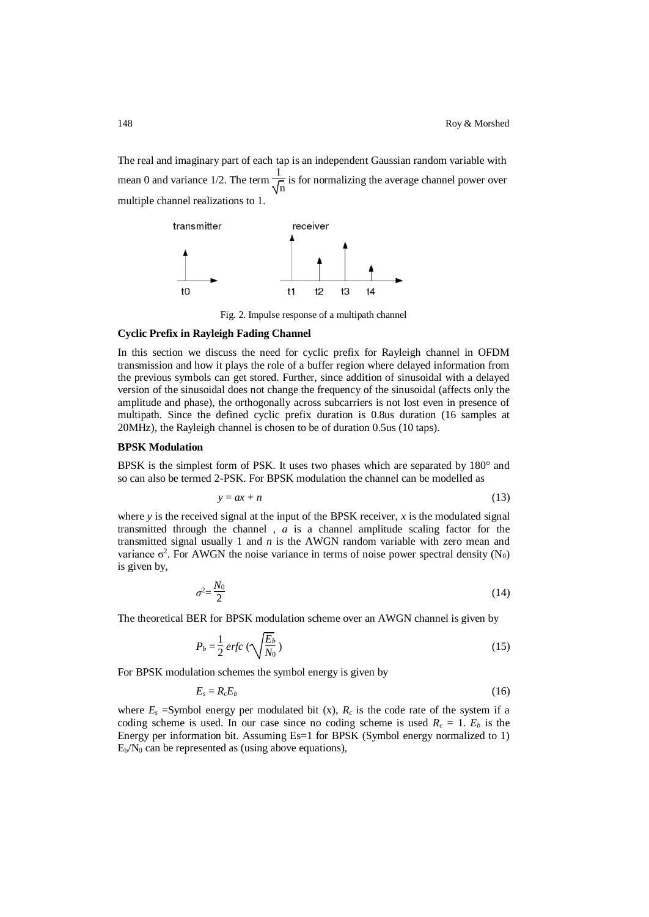The real and imaginary part of each tap is an independent Gaussian random variable with mean 0 and variance 1/2. The term $\frac{1}{\sqrt{n}}$ is for normalizing the average channel power over multiple channel realizations to 1.

Fig. 2. Impulse response of a multipath channel

**Cyclic Prefix in Rayleigh Fading Channel**

In this section we discuss the need for cyclic prefix for Rayleigh channel in OFDM transmission and how it plays the role of a buffer region where delayed information from the previous symbols can get stored. Further, since addition of sinusoidal with a delayed version of the sinusoidal does not change the frequency of the sinusoidal (affects only the amplitude and phase), the orthogonally across subcarriers is not lost even in presence of multipath. Since the defined cyclic prefix duration is 0.8us duration (16 samples at 20MHz), the Rayleigh channel is chosen to be of duration 0.5us (10 taps).

**BPSK Modulation**

BPSK is the simplest form of PSK. It uses two phases which are separated by 180° and so can also be termed 2-PSK. For BPSK modulation the channel can be modelled as

$$y = ax + n \tag{13}$$

where $y$ is the received signal at the input of the BPSK receiver, $x$ is the modulated signal transmitted through the channel , $a$ is a channel amplitude scaling factor for the transmitted signal usually 1 and $n$ is the AWGN random variable with zero mean and variance $\sigma^2$. For AWGN the noise variance in terms of noise power spectral density ($N_0$) is given by,

$$\sigma^2 = \frac{N_0}{2} \tag{14}$$

The theoretical BER for BPSK modulation scheme over an AWGN channel is given by

$$P_b = \frac{1}{2}\, erfc\left(\sqrt{\frac{E_b}{N_0}}\right) \tag{15}$$

For BPSK modulation schemes the symbol energy is given by

$$E_s = R_c E_b \tag{16}$$

where $E_s$ =Symbol energy per modulated bit (x), $R_c$ is the code rate of the system if a coding scheme is used. In our case since no coding scheme is used $R_c$ = 1. $E_b$ is the Energy per information bit. Assuming Es=1 for BPSK (Symbol energy normalized to 1) $E_b/N_0$ can be represented as (using above equations),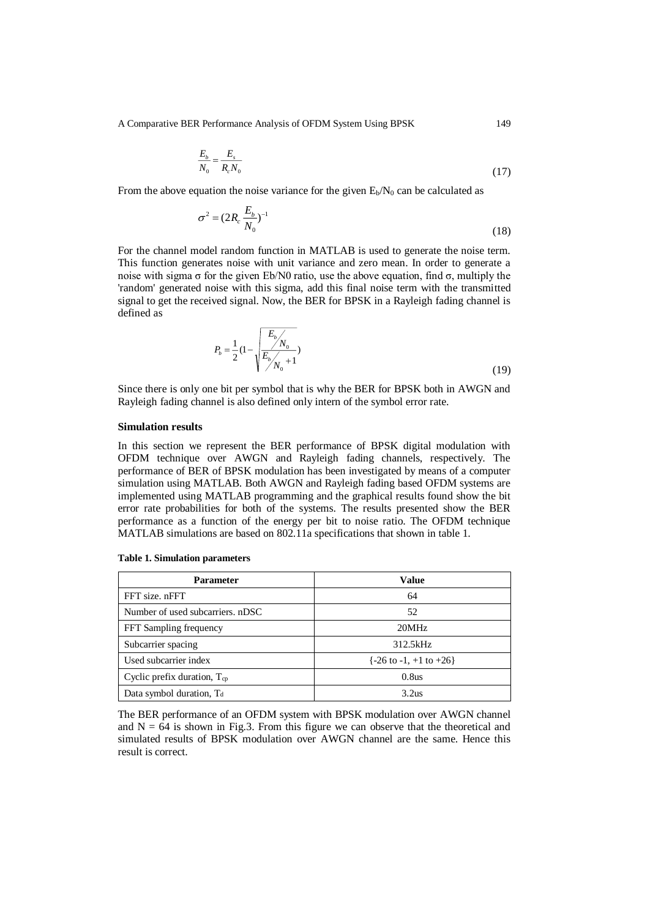$$\frac{E_b}{N_0} = \frac{E_s}{R_c N_0} \tag{17}$$

From the above equation the noise variance for the given $E_b/N_0$ can be calculated as

$$\sigma^2 = (2R_c \frac{E_b}{N_0})^{-1} \tag{18}$$

For the channel model random function in MATLAB is used to generate the noise term. This function generates noise with unit variance and zero mean. In order to generate a noise with sigma σ for the given Eb/N0 ratio, use the above equation, find σ, multiply the 'random' generated noise with this sigma, add this final noise term with the transmitted signal to get the received signal. Now, the BER for BPSK in a Rayleigh fading channel is defined as

$$P_b = \frac{1}{2}(1 - \sqrt{\frac{E_b/N_0}{E_b/N_0 + 1}}) \tag{19}$$

Since there is only one bit per symbol that is why the BER for BPSK both in AWGN and Rayleigh fading channel is also defined only intern of the symbol error rate.

**Simulation results**

In this section we represent the BER performance of BPSK digital modulation with OFDM technique over AWGN and Rayleigh fading channels, respectively. The performance of BER of BPSK modulation has been investigated by means of a computer simulation using MATLAB. Both AWGN and Rayleigh fading based OFDM systems are implemented using MATLAB programming and the graphical results found show the bit error rate probabilities for both of the systems. The results presented show the BER performance as a function of the energy per bit to noise ratio. The OFDM technique MATLAB simulations are based on 802.11a specifications that shown in table 1.

**Table 1. Simulation parameters**

| Parameter | Value |
|---|---|
| FFT size. nFFT | 64 |
| Number of used subcarriers. nDSC | 52 |
| FFT Sampling frequency | 20MHz |
| Subcarrier spacing | 312.5kHz |
| Used subcarrier index | {-26 to -1, +1 to +26} |
| Cyclic prefix duration, $T_{cp}$ | 0.8us |
| Data symbol duration, $T_d$ | 3.2us |

The BER performance of an OFDM system with BPSK modulation over AWGN channel and $N = 64$ is shown in Fig.3. From this figure we can observe that the theoretical and simulated results of BPSK modulation over AWGN channel are the same. Hence this result is correct.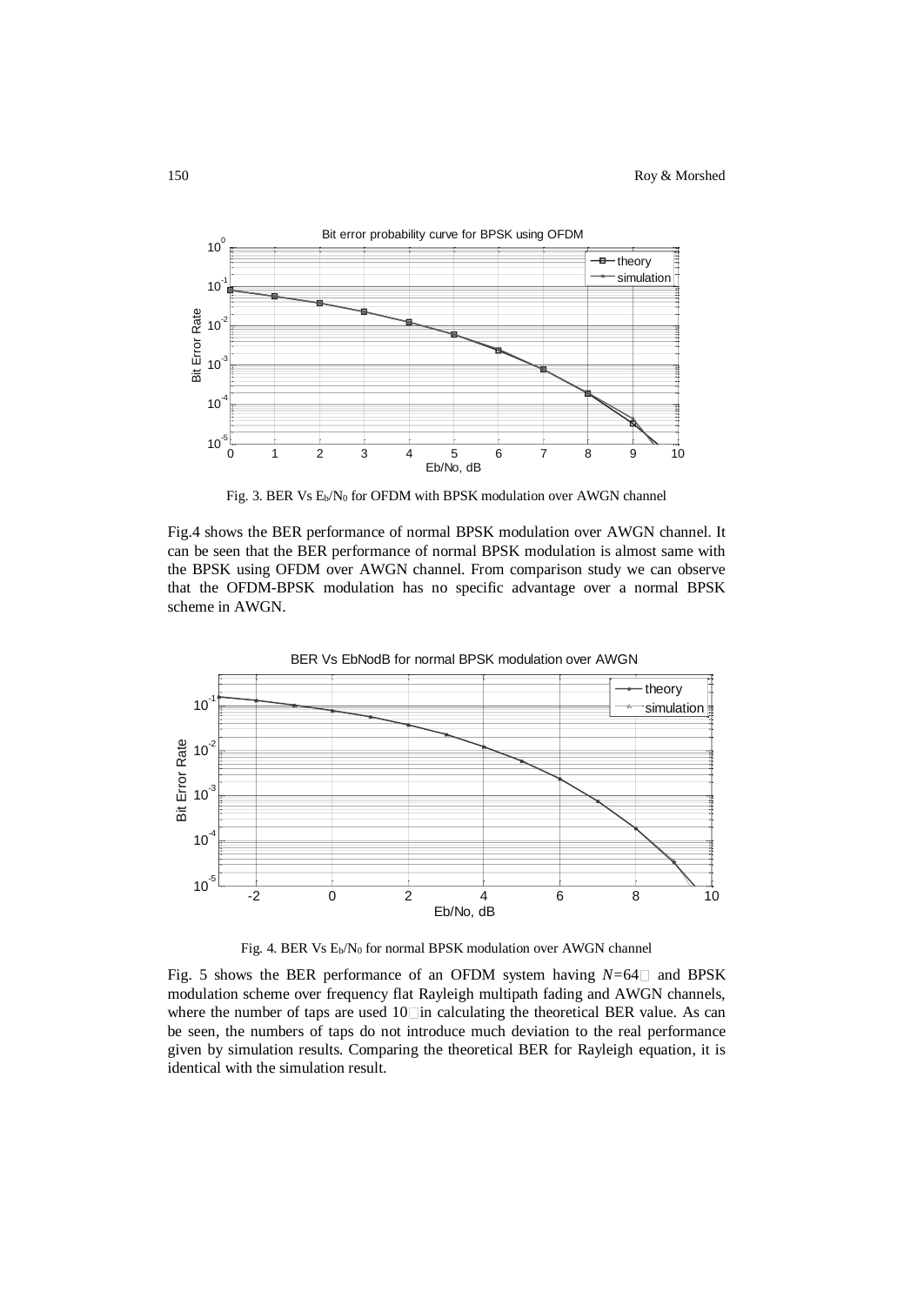Fig. 3. BER Vs $E_b/N_0$ for OFDM with BPSK modulation over AWGN channel

Fig.4 shows the BER performance of normal BPSK modulation over AWGN channel. It can be seen that the BER performance of normal BPSK modulation is almost same with the BPSK using OFDM over AWGN channel. From comparison study we can observe that the OFDM-BPSK modulation has no specific advantage over a normal BPSK scheme in AWGN.

Fig. 4. BER Vs $E_b/N_0$ for normal BPSK modulation over AWGN channel

Fig. 5 shows the BER performance of an OFDM system having $N$=64 and BPSK modulation scheme over frequency flat Rayleigh multipath fading and AWGN channels, where the number of taps are used 10 in calculating the theoretical BER value. As can be seen, the numbers of taps do not introduce much deviation to the real performance given by simulation results. Comparing the theoretical BER for Rayleigh equation, it is identical with the simulation result.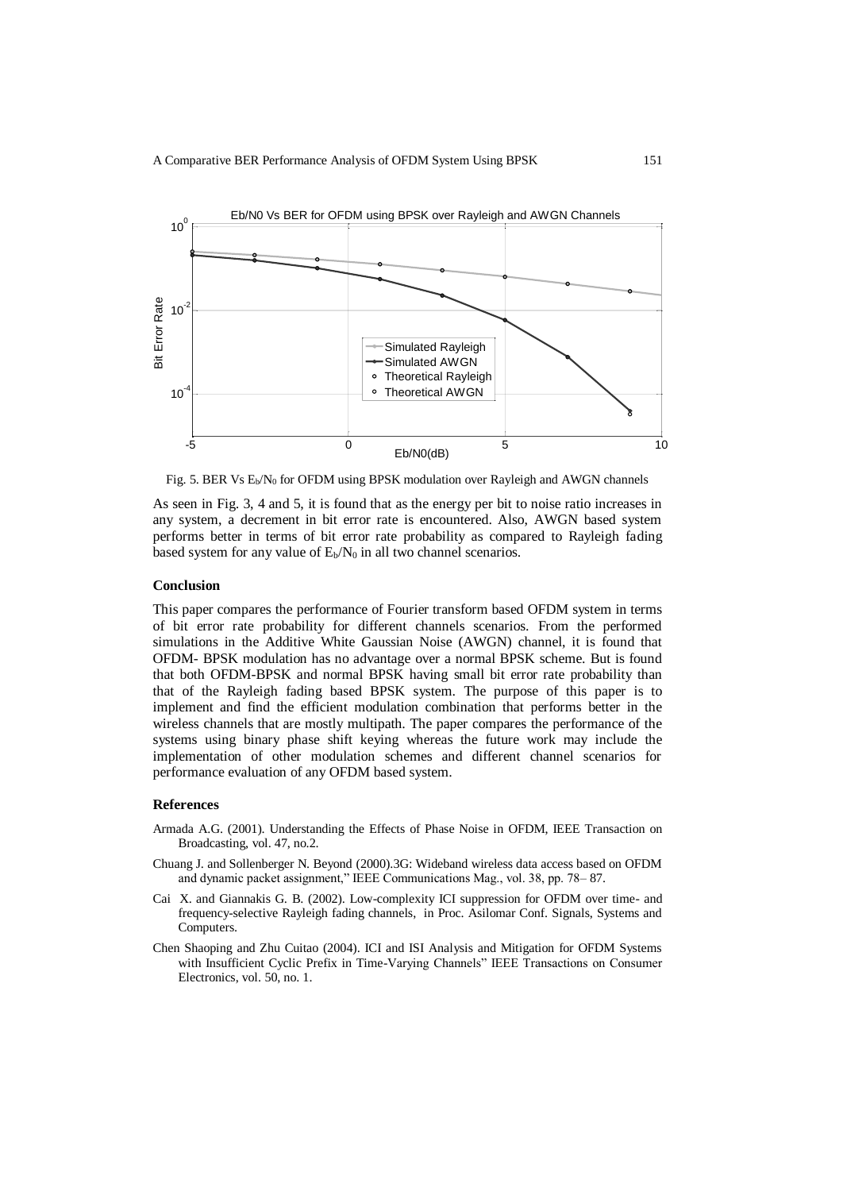Fig. 5. BER Vs $E_b/N_0$ for OFDM using BPSK modulation over Rayleigh and AWGN channels

As seen in Fig. 3, 4 and 5, it is found that as the energy per bit to noise ratio increases in any system, a decrement in bit error rate is encountered. Also, AWGN based system performs better in terms of bit error rate probability as compared to Rayleigh fading based system for any value of $E_b/N_0$ in all two channel scenarios.

## Conclusion

This paper compares the performance of Fourier transform based OFDM system in terms of bit error rate probability for different channels scenarios. From the performed simulations in the Additive White Gaussian Noise (AWGN) channel, it is found that OFDM- BPSK modulation has no advantage over a normal BPSK scheme. But is found that both OFDM-BPSK and normal BPSK having small bit error rate probability than that of the Rayleigh fading based BPSK system. The purpose of this paper is to implement and find the efficient modulation combination that performs better in the wireless channels that are mostly multipath. The paper compares the performance of the systems using binary phase shift keying whereas the future work may include the implementation of other modulation schemes and different channel scenarios for performance evaluation of any OFDM based system.

## References

Armada A.G. (2001). Understanding the Effects of Phase Noise in OFDM, IEEE Transaction on Broadcasting, vol. 47, no.2.

Chuang J. and Sollenberger N. Beyond (2000).3G: Wideband wireless data access based on OFDM and dynamic packet assignment," IEEE Communications Mag., vol. 38, pp. 78– 87.

Cai X. and Giannakis G. B. (2002). Low-complexity ICI suppression for OFDM over time- and frequency-selective Rayleigh fading channels, in Proc. Asilomar Conf. Signals, Systems and Computers.

Chen Shaoping and Zhu Cuitao (2004). ICI and ISI Analysis and Mitigation for OFDM Systems with Insufficient Cyclic Prefix in Time-Varying Channels" IEEE Transactions on Consumer Electronics, vol. 50, no. 1.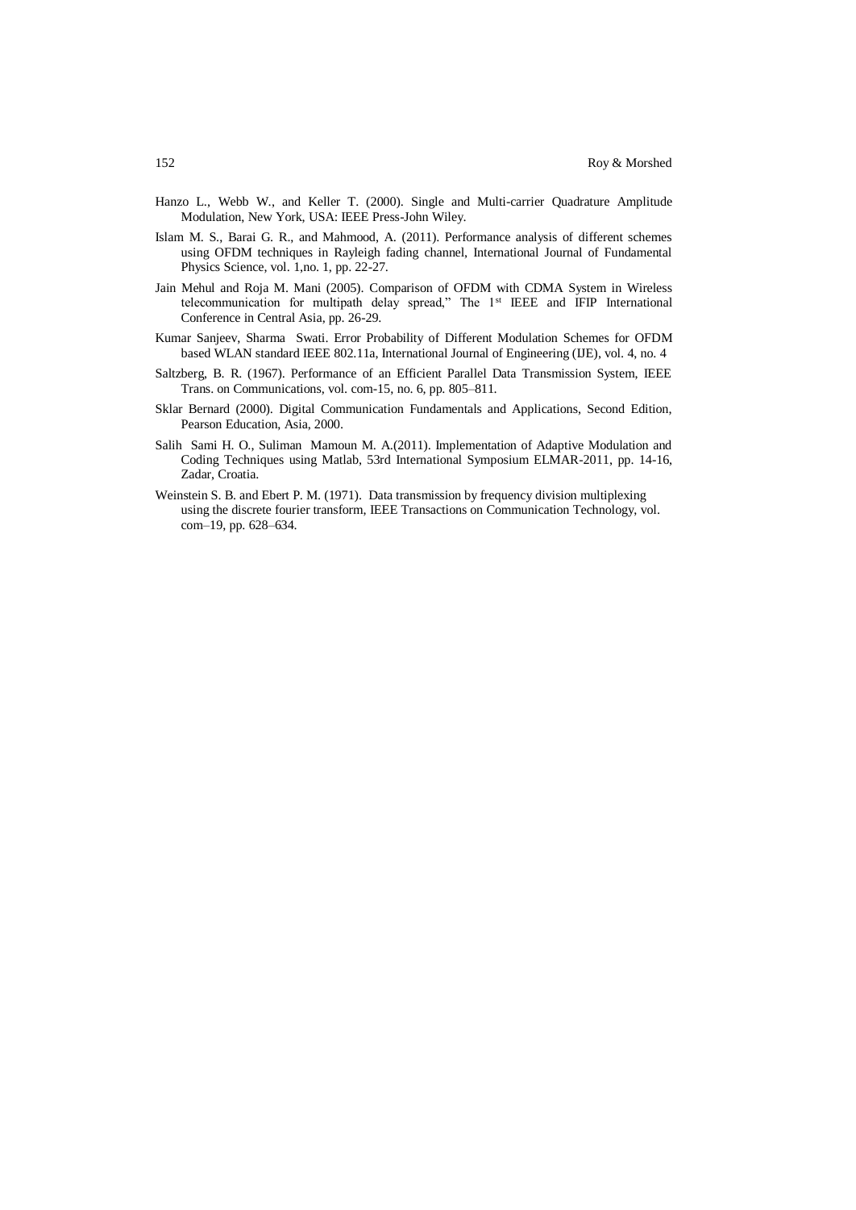Hanzo L., Webb W., and Keller T. (2000). Single and Multi-carrier Quadrature Amplitude Modulation, New York, USA: IEEE Press-John Wiley.

Islam M. S., Barai G. R., and Mahmood, A. (2011). Performance analysis of different schemes using OFDM techniques in Rayleigh fading channel, International Journal of Fundamental Physics Science, vol. 1,no. 1, pp. 22-27.

Jain Mehul and Roja M. Mani (2005). Comparison of OFDM with CDMA System in Wireless telecommunication for multipath delay spread," The 1st IEEE and IFIP International Conference in Central Asia, pp. 26-29.

Kumar Sanjeev, Sharma Swati. Error Probability of Different Modulation Schemes for OFDM based WLAN standard IEEE 802.11a, International Journal of Engineering (IJE), vol. 4, no. 4

Saltzberg, B. R. (1967). Performance of an Efficient Parallel Data Transmission System, IEEE Trans. on Communications, vol. com-15, no. 6, pp. 805–811.

Sklar Bernard (2000). Digital Communication Fundamentals and Applications, Second Edition, Pearson Education, Asia, 2000.

Salih Sami H. O., Suliman Mamoun M. A.(2011). Implementation of Adaptive Modulation and Coding Techniques using Matlab, 53rd International Symposium ELMAR-2011, pp. 14-16, Zadar, Croatia.

Weinstein S. B. and Ebert P. M. (1971). Data transmission by frequency division multiplexing using the discrete fourier transform, IEEE Transactions on Communication Technology, vol. com–19, pp. 628–634.